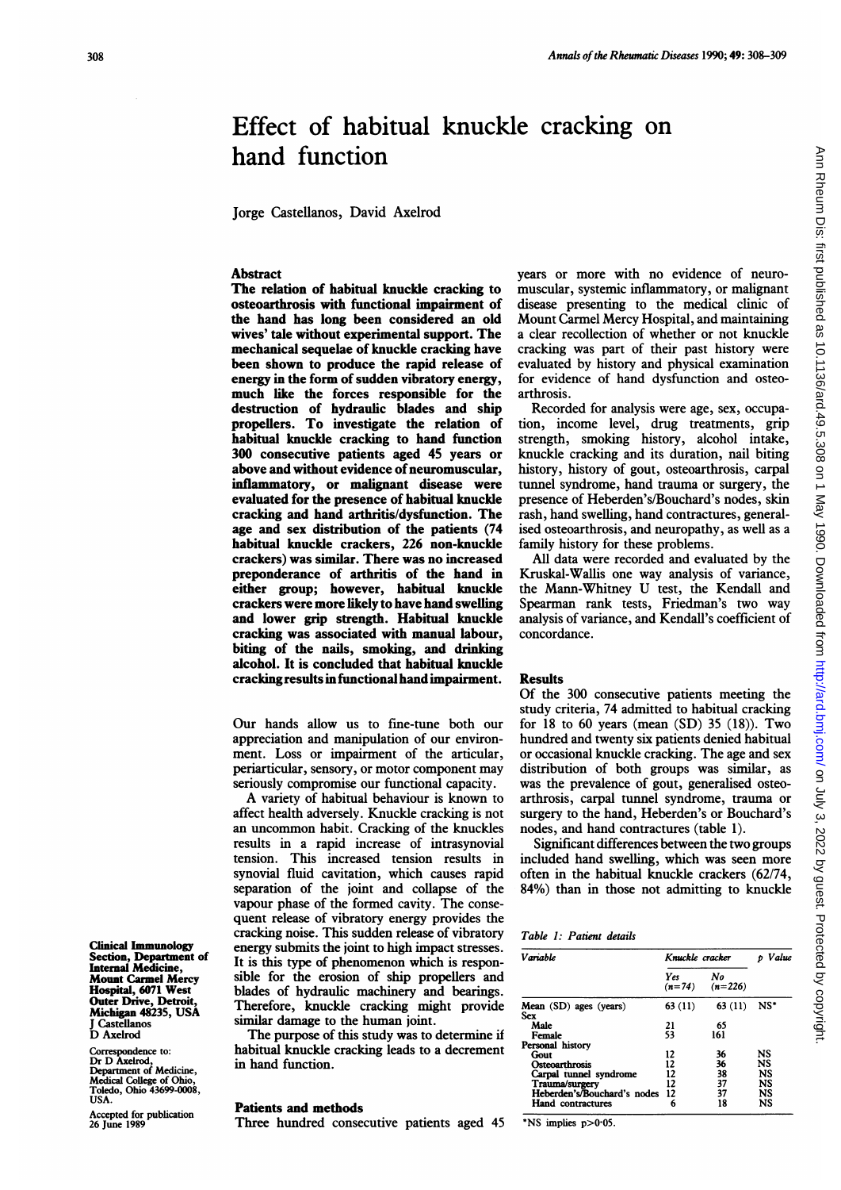# Effect of habitual knuckle cracking on hand function

Jorge Castellanos, David Axelrod

## Abstract

**The relation of habitual knuckle cracking to osteoarthrosis with functional impairment of the hand has long been considered an old wives' tale without experimental support. The mechanical sequelae of knuckle cracking have been shown to produce the rapid release of energy in the form of sudden vibratory energy, much like the forces responsible for the destruction of hydraulic blades and ship propellers. To investigate the relation of habitual knuckle cracking to hand function 300 consecutive patients aged 45 years or above and without evidence of neuromuscular, inflammatory, or malignant disease were evaluated for the presence of habitual knuckle cracking and hand arthritis/dysfunction. The age and sex distribution of the patients (74 habitual knuckle crackers, 226 non-knuckle crackers) was similar. There was no increased preponderance of arthritis of the hand in either group; however, habitual knuckle crackers were more likely to have hand swelling and lower grip strength. Habitual knuckle cracking was associated with manual labour, biting of the nails, smoking, and drinking alcohol. It is concluded that habitual knuckle cracking results in functional hand impairment.**

Our hands allow us to fine-tune both our appreciation and manipulation of our environment. Loss or impairment of the articular, periarticular, sensory, or motor component may seriously compromise our functional capacity.

A variety of habitual behaviour is known to affect health adversely. Knuckle cracking is not an uncommon habit. Cracking of the knuckles results in a rapid increase of intrasynovial tension. This increased tension results in synovial fluid cavitation, which causes rapid separation of the joint and collapse of the vapour phase of the formed cavity. The consequent release of vibratory energy provides the cracking noise. This sudden release of vibratory energy submits the joint to high impact stresses. It is this type of phenomenon which is responsible for the erosion of ship propellers and blades of hydraulic machinery and bearings. Therefore, knuckle cracking might provide similar damage to the human joint.

The purpose of this study was to determine if habitual knuckle cracking leads to a decrement in hand function.

## Patients and methods

Three hundred consecutive patients aged 45 years or more with no evidence of neuromuscular, systemic inflammatory, or malignant disease presenting to the medical clinic of Mount Carmel Mercy Hospital, and maintaining a clear recollection of whether or not knuckle cracking was part of their past history were evaluated by history and physical examination for evidence of hand dysfunction and osteoarthrosis.

Recorded for analysis were age, sex, occupation, income level, drug treatments, grip strength, smoking history, alcohol intake, knuckle cracking and its duration, nail biting history, history of gout, osteoarthrosis, carpal tunnel syndrome, hand trauma or surgery, the presence of Heberden's/Bouchard's nodes, skin rash, hand swelling, hand contractures, generalised osteoarthrosis, and neuropathy, as well as a family history for these problems.

All data were recorded and evaluated by the Kruskal-Wallis one way analysis of variance, the Mann-Whitney U test, the Kendall and Spearman rank tests, Friedman's two way analysis of variance, and Kendall's coefficient of concordance.

## Results

Of the 300 consecutive patients meeting the study criteria, 74 admitted to habitual cracking for 18 to 60 years (mean (SD) 35 (18)). Two hundred and twenty six patients denied habitual or occasional knuckle cracking. The age and sex distribution of both groups was similar, as was the prevalence of gout, generalised osteoarthrosis, carpal tunnel syndrome, trauma or surgery to the hand, Heberden's or Bouchard's nodes, and hand contractures (table 1).

Significant differences between the two groups included hand swelling, which was seen more often in the habitual knuckle crackers (62/74, 84%) than in those not admitting to knuckle

*Table 1: Patient details*

| Variable | Knuckle cracker | | p Value |
|---|---|---|---|
| | Yes (n=74) | No (n=226) | |
| Mean (SD) ages (years) | 63 (11) | 63 (11) | NS* |
| Sex | | | |
| Male | 21 | 65 | |
| Female | 53 | 161 | |
| Personal history | | | |
| Gout | 12 | 36 | NS |
| Osteoarthrosis | 12 | 36 | NS |
| Carpal tunnel syndrome | 12 | 38 | NS |
| Trauma/surgery | 12 | 37 | NS |
| Heberden's/Bouchard's nodes | 12 | 37 | NS |
| Hand contractures | 6 | 18 | NS |

*NS implies $p>0.05$.

Clinical Immunology Section, Department of Internal Medicine, Mount Carmel Mercy Hospital, 6071 West Outer Drive, Detroit, Michigan 48235, USA
J Castellanos
D Axelrod

Correspondence to: Dr D Axelrod, Department of Medicine, Medical College of Ohio, Toledo, Ohio 43699-0008, USA.

Accepted for publication 26 June 1989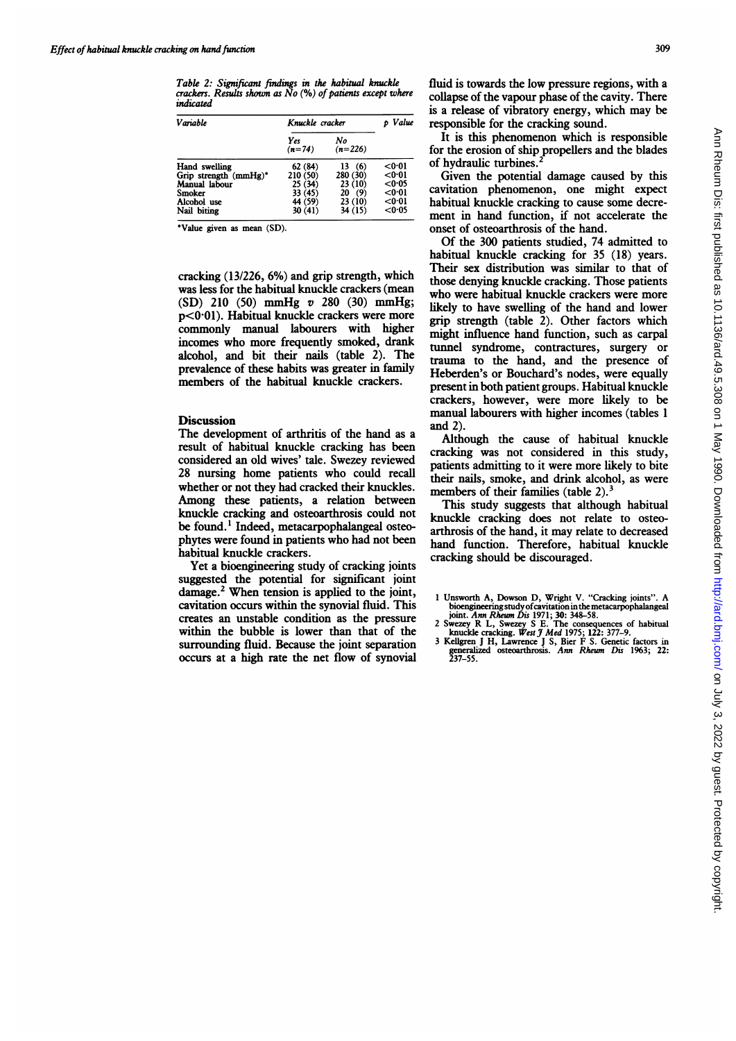*Table 2: Significant findings in the habitual knuckle crackers. Results shown as No (%) of patients except where indicated*

| Variable | Knuckle cracker | | p Value |
|---|---|---|---|
| | Yes (n=74) | No (n=226) | |
| Hand swelling | 62 (84) | 13 (6) | <0·01 |
| Grip strength (mmHg)* | 210 (50) | 280 (30) | <0·01 |
| Manual labour | 25 (34) | 23 (10) | <0·05 |
| Smoker | 33 (45) | 20 (9) | <0·01 |
| Alcohol use | 44 (59) | 23 (10) | <0·01 |
| Nail biting | 30 (41) | 34 (15) | <0·05 |

*Value given as mean (SD).

cracking (13/226, 6%) and grip strength, which was less for the habitual knuckle crackers (mean (SD) 210 (50) mmHg *v* 280 (30) mmHg; $p<0·01$). Habitual knuckle crackers were more commonly manual labourers with higher incomes who more frequently smoked, drank alcohol, and bit their nails (table 2). The prevalence of these habits was greater in family members of the habitual knuckle crackers.

## Discussion

The development of arthritis of the hand as a result of habitual knuckle cracking has been considered an old wives' tale. Swezey reviewed 28 nursing home patients who could recall whether or not they had cracked their knuckles. Among these patients, a relation between knuckle cracking and osteoarthrosis could not be found.[1] Indeed, metacarpophalangeal osteophytes were found in patients who had not been habitual knuckle crackers.

Yet a bioengineering study of cracking joints suggested the potential for significant joint damage.[2] When tension is applied to the joint, cavitation occurs within the synovial fluid. This creates an unstable condition as the pressure within the bubble is lower than that of the surrounding fluid. Because the joint separation occurs at a high rate the net flow of synovial fluid is towards the low pressure regions, with a collapse of the vapour phase of the cavity. There is a release of vibratory energy, which may be responsible for the cracking sound.

It is this phenomenon which is responsible for the erosion of ship propellers and the blades of hydraulic turbines.[2]

Given the potential damage caused by this cavitation phenomenon, one might expect habitual knuckle cracking to cause some decrement in hand function, if not accelerate the onset of osteoarthrosis of the hand.

Of the 300 patients studied, 74 admitted to habitual knuckle cracking for 35 (18) years. Their sex distribution was similar to that of those denying knuckle cracking. Those patients who were habitual knuckle crackers were more likely to have swelling of the hand and lower grip strength (table 2). Other factors which might influence hand function, such as carpal tunnel syndrome, contractures, surgery or trauma to the hand, and the presence of Heberden's or Bouchard's nodes, were equally present in both patient groups. Habitual knuckle crackers, however, were more likely to be manual labourers with higher incomes (tables 1 and 2).

Although the cause of habitual knuckle cracking was not considered in this study, patients admitting to it were more likely to bite their nails, smoke, and drink alcohol, as were members of their families (table 2).[3]

This study suggests that although habitual knuckle cracking does not relate to osteoarthrosis of the hand, it may relate to decreased hand function. Therefore, habitual knuckle cracking should be discouraged.

1 Unsworth A, Dowson D, Wright V. "Cracking joints". A bioengineering study of cavitation in the metacarpophalangeal joint. *Ann Rheum Dis* 1971; **30**: 348–58.
2 Swezey R L, Swezey S E. The consequences of habitual knuckle cracking. *West J Med* 1975; **122**: 377–9.
3 Kellgren J H, Lawrence J S, Bier F S. Genetic factors in generalized osteoarthrosis. *Ann Rheum Dis* 1963; **22**: 237–55.